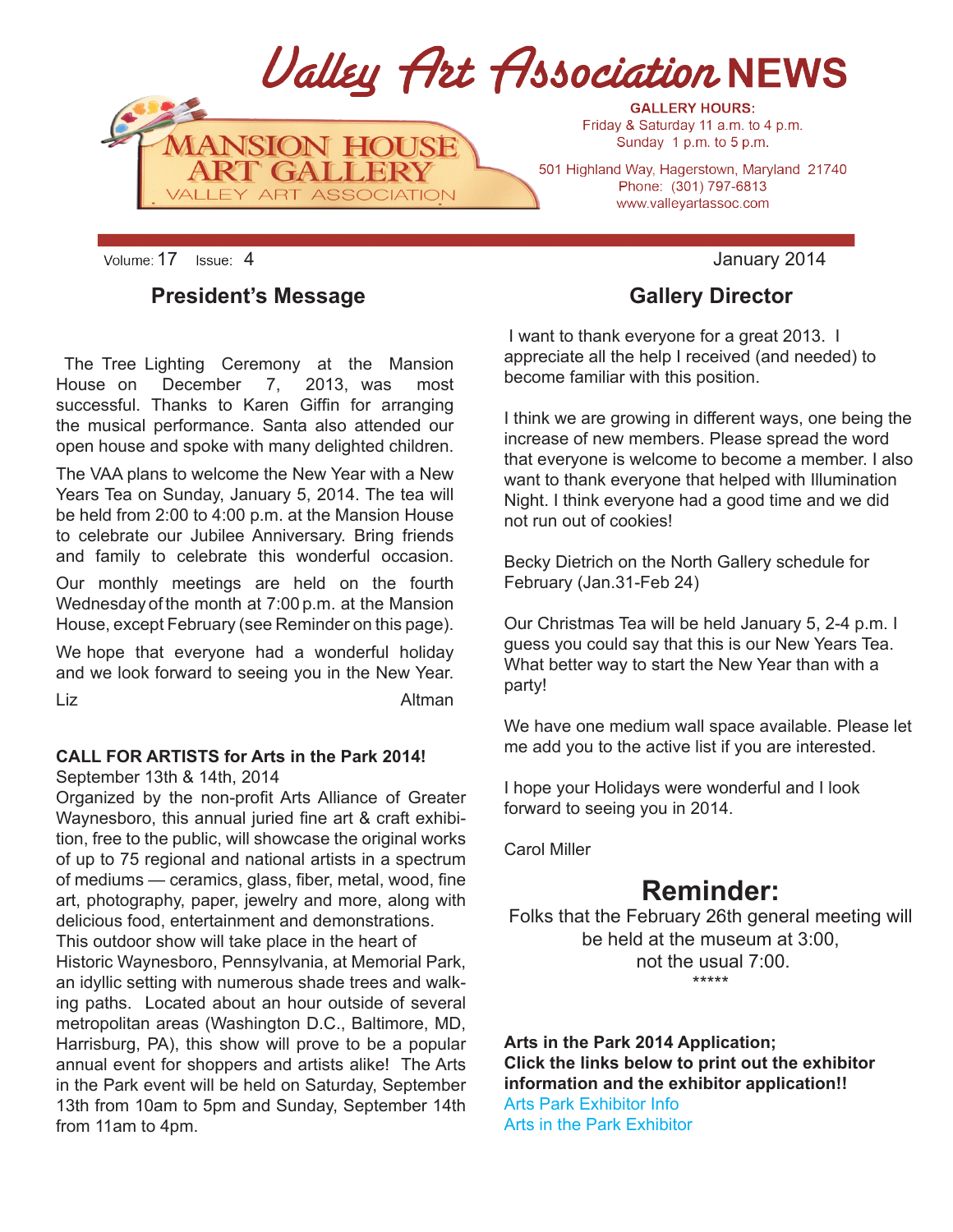# Valley Art Association NEWS

MANSION HOUSE ART GALLERY
VALLEY ART ASSOCIATION

**GALLERY HOURS:**
Friday & Saturday 11 a.m. to 4 p.m.
Sunday 1 p.m. to 5 p.m.

501 Highland Way, Hagerstown, Maryland 21740
Phone: (301) 797-6813
www.valleyartassoc.com

Volume: 17 Issue: 4 January 2014

## President's Message

The Tree Lighting Ceremony at the Mansion House on December 7, 2013, was most successful. Thanks to Karen Giffin for arranging the musical performance. Santa also attended our open house and spoke with many delighted children.

The VAA plans to welcome the New Year with a New Years Tea on Sunday, January 5, 2014. The tea will be held from 2:00 to 4:00 p.m. at the Mansion House to celebrate our Jubilee Anniversary. Bring friends and family to celebrate this wonderful occasion.

Our monthly meetings are held on the fourth Wednesday of the month at 7:00 p.m. at the Mansion House, except February (see Reminder on this page).

We hope that everyone had a wonderful holiday and we look forward to seeing you in the New Year.

Liz Altman

**CALL FOR ARTISTS for Arts in the Park 2014!**
September 13th & 14th, 2014
Organized by the non-profit Arts Alliance of Greater Waynesboro, this annual juried fine art & craft exhibition, free to the public, will showcase the original works of up to 75 regional and national artists in a spectrum of mediums — ceramics, glass, fiber, metal, wood, fine art, photography, paper, jewelry and more, along with delicious food, entertainment and demonstrations.
This outdoor show will take place in the heart of Historic Waynesboro, Pennsylvania, at Memorial Park, an idyllic setting with numerous shade trees and walking paths. Located about an hour outside of several metropolitan areas (Washington D.C., Baltimore, MD, Harrisburg, PA), this show will prove to be a popular annual event for shoppers and artists alike! The Arts in the Park event will be held on Saturday, September 13th from 10am to 5pm and Sunday, September 14th from 11am to 4pm.

## Gallery Director

I want to thank everyone for a great 2013. I appreciate all the help I received (and needed) to become familiar with this position.

I think we are growing in different ways, one being the increase of new members. Please spread the word that everyone is welcome to become a member. I also want to thank everyone that helped with Illumination Night. I think everyone had a good time and we did not run out of cookies!

Becky Dietrich on the North Gallery schedule for February (Jan.31-Feb 24)

Our Christmas Tea will be held January 5, 2-4 p.m. I guess you could say that this is our New Years Tea. What better way to start the New Year than with a party!

We have one medium wall space available. Please let me add you to the active list if you are interested.

I hope your Holidays were wonderful and I look forward to seeing you in 2014.

Carol Miller

## Reminder:

Folks that the February 26th general meeting will be held at the museum at 3:00, not the usual 7:00.

*****

**Arts in the Park 2014 Application;**
**Click the links below to print out the exhibitor information and the exhibitor application!!**
Arts Park Exhibitor Info
Arts in the Park Exhibitor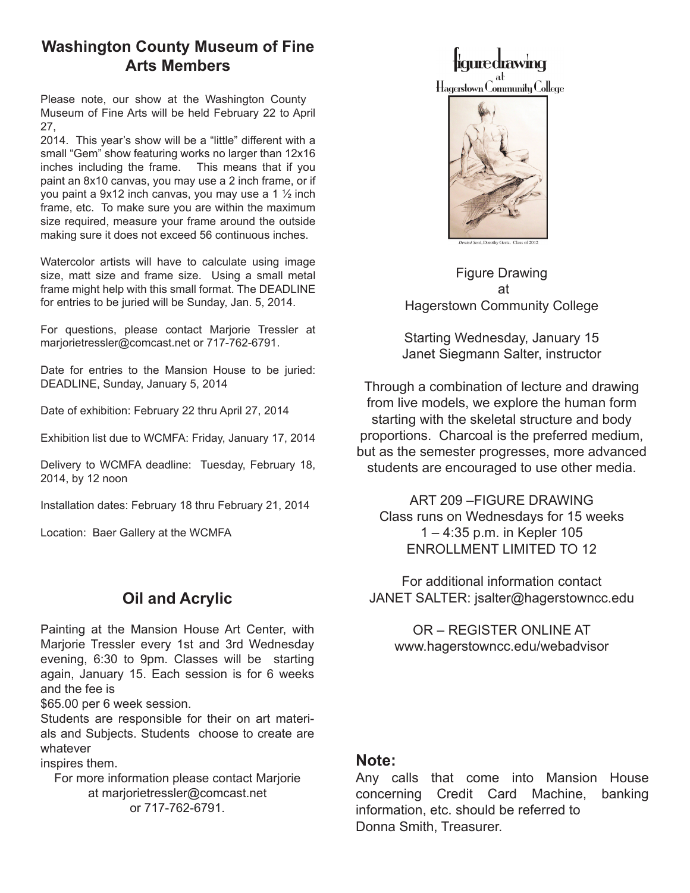## Washington County Museum of Fine Arts Members

Please note, our show at the Washington County Museum of Fine Arts will be held February 22 to April 27,

2014. This year's show will be a "little" different with a small "Gem" show featuring works no larger than 12x16 inches including the frame. This means that if you paint an 8x10 canvas, you may use a 2 inch frame, or if you paint a 9x12 inch canvas, you may use a 1 ½ inch frame, etc. To make sure you are within the maximum size required, measure your frame around the outside making sure it does not exceed 56 continuous inches.

Watercolor artists will have to calculate using image size, matt size and frame size. Using a small metal frame might help with this small format. The DEADLINE for entries to be juried will be Sunday, Jan. 5, 2014.

For questions, please contact Marjorie Tressler at marjorietressler@comcast.net or 717-762-6791.

Date for entries to the Mansion House to be juried: DEADLINE, Sunday, January 5, 2014

Date of exhibition: February 22 thru April 27, 2014

Exhibition list due to WCMFA: Friday, January 17, 2014

Delivery to WCMFA deadline: Tuesday, February 18, 2014, by 12 noon

Installation dates: February 18 thru February 21, 2014

Location: Baer Gallery at the WCMFA

## Oil and Acrylic

Painting at the Mansion House Art Center, with Marjorie Tressler every 1st and 3rd Wednesday evening, 6:30 to 9pm. Classes will be starting again, January 15. Each session is for 6 weeks and the fee is

$65.00 per 6 week session.

Students are responsible for their on art materials and Subjects. Students choose to create are whatever

inspires them.

For more information please contact Marjorie at marjorietressler@comcast.net or 717-762-6791.

figure drawing
at
Hagerstown Community College

*Denied Seat*, Dorothy Gertz. Class of 2012

Figure Drawing
at
Hagerstown Community College

Starting Wednesday, January 15
Janet Siegmann Salter, instructor

Through a combination of lecture and drawing from live models, we explore the human form starting with the skeletal structure and body proportions. Charcoal is the preferred medium, but as the semester progresses, more advanced students are encouraged to use other media.

ART 209 –FIGURE DRAWING
Class runs on Wednesdays for 15 weeks
1 – 4:35 p.m. in Kepler 105
ENROLLMENT LIMITED TO 12

For additional information contact
JANET SALTER: jsalter@hagerstowncc.edu

OR – REGISTER ONLINE AT
www.hagerstowncc.edu/webadvisor

## Note:

Any calls that come into Mansion House concerning Credit Card Machine, banking information, etc. should be referred to Donna Smith, Treasurer.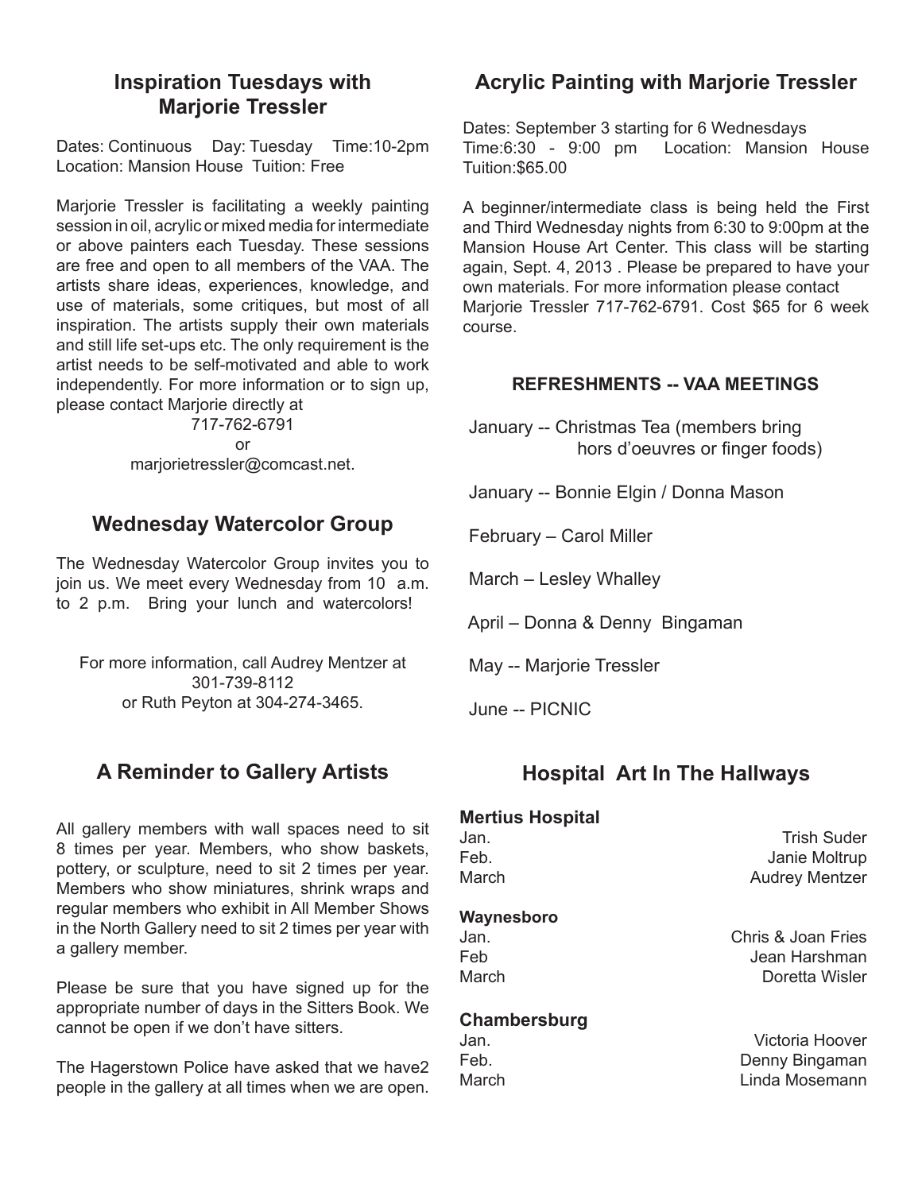## Inspiration Tuesdays with Marjorie Tressler

Dates: Continuous Day: Tuesday Time:10-2pm
Location: Mansion House Tuition: Free

Marjorie Tressler is facilitating a weekly painting session in oil, acrylic or mixed media for intermediate or above painters each Tuesday. These sessions are free and open to all members of the VAA. The artists share ideas, experiences, knowledge, and use of materials, some critiques, but most of all inspiration. The artists supply their own materials and still life set-ups etc. The only requirement is the artist needs to be self-motivated and able to work independently. For more information or to sign up, please contact Marjorie directly at

717-762-6791
or
marjorietressler@comcast.net.

## Wednesday Watercolor Group

The Wednesday Watercolor Group invites you to join us. We meet every Wednesday from 10 a.m. to 2 p.m. Bring your lunch and watercolors!

For more information, call Audrey Mentzer at 301-739-8112
or Ruth Peyton at 304-274-3465.

## A Reminder to Gallery Artists

All gallery members with wall spaces need to sit 8 times per year. Members, who show baskets, pottery, or sculpture, need to sit 2 times per year. Members who show miniatures, shrink wraps and regular members who exhibit in All Member Shows in the North Gallery need to sit 2 times per year with a gallery member.

Please be sure that you have signed up for the appropriate number of days in the Sitters Book. We cannot be open if we don't have sitters.

The Hagerstown Police have asked that we have2 people in the gallery at all times when we are open.

## Acrylic Painting with Marjorie Tressler

Dates: September 3 starting for 6 Wednesdays
Time:6:30 - 9:00 pm Location: Mansion House
Tuition:$65.00

A beginner/intermediate class is being held the First and Third Wednesday nights from 6:30 to 9:00pm at the Mansion House Art Center. This class will be starting again, Sept. 4, 2013 . Please be prepared to have your own materials. For more information please contact Marjorie Tressler 717-762-6791. Cost $65 for 6 week course.

### REFRESHMENTS -- VAA MEETINGS

January -- Christmas Tea (members bring hors d'oeuvres or finger foods)

January -- Bonnie Elgin / Donna Mason

February – Carol Miller

March – Lesley Whalley

April – Donna & Denny Bingaman

May -- Marjorie Tressler

June -- PICNIC

## Hospital Art In The Hallways

**Mertius Hospital**

| | |
|---|---|
| Jan. | Trish Suder |
| Feb. | Janie Moltrup |
| March | Audrey Mentzer |

**Waynesboro**

| | |
|---|---|
| Jan. | Chris & Joan Fries |
| Feb | Jean Harshman |
| March | Doretta Wisler |

**Chambersburg**

| | |
|---|---|
| Jan. | Victoria Hoover |
| Feb. | Denny Bingaman |
| March | Linda Mosemann |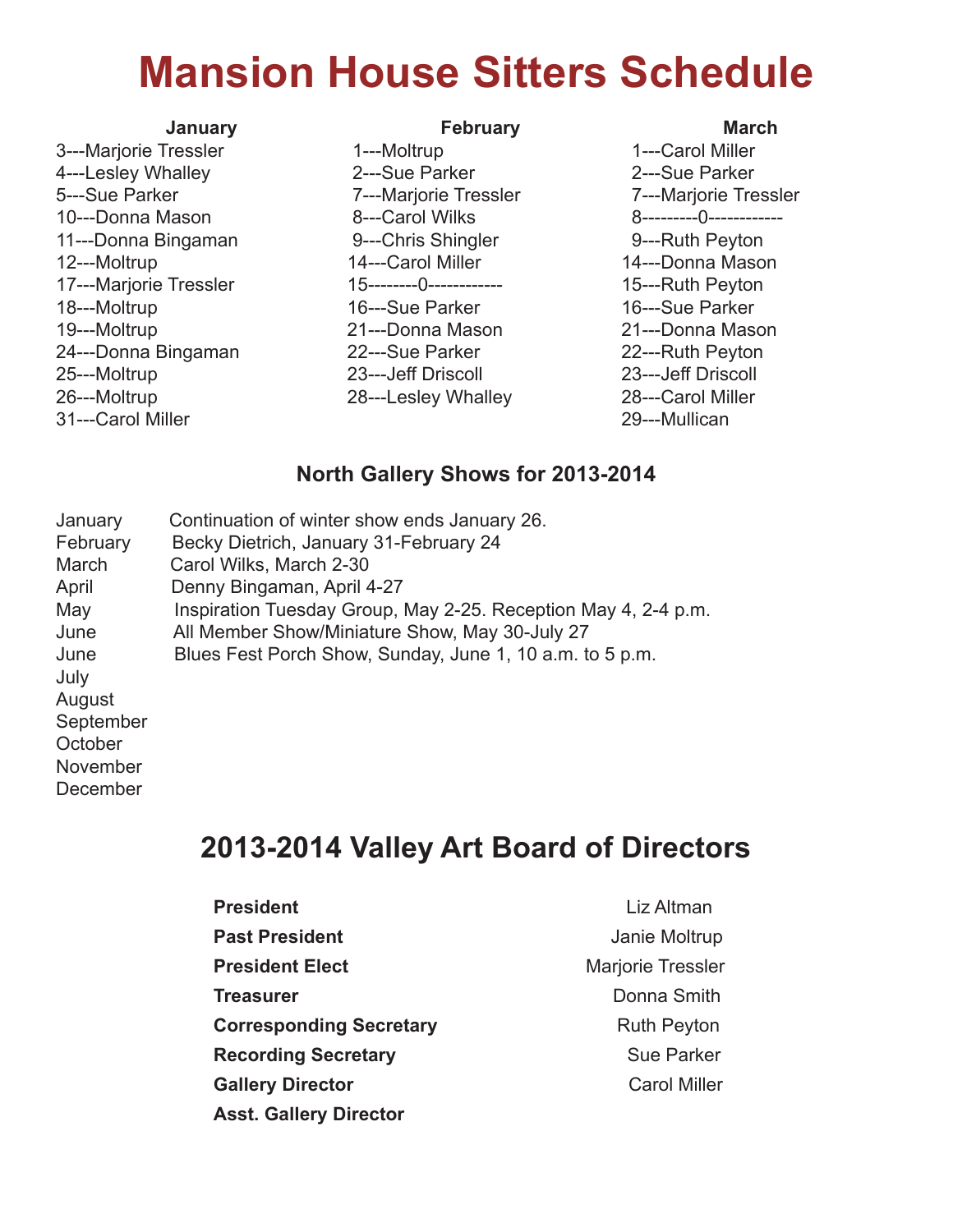# Mansion House Sitters Schedule

| January | February | March |
|---|---|---|
| 3---Marjorie Tressler | 1---Moltrup | 1---Carol Miller |
| 4---Lesley Whalley | 2---Sue Parker | 2---Sue Parker |
| 5---Sue Parker | 7---Marjorie Tressler | 7---Marjorie Tressler |
| 10---Donna Mason | 8---Carol Wilks | 8---------0------------ |
| 11---Donna Bingaman | 9---Chris Shingler | 9---Ruth Peyton |
| 12---Moltrup | 14---Carol Miller | 14---Donna Mason |
| 17---Marjorie Tressler | 15--------0------------ | 15---Ruth Peyton |
| 18---Moltrup | 16---Sue Parker | 16---Sue Parker |
| 19---Moltrup | 21---Donna Mason | 21---Donna Mason |
| 24---Donna Bingaman | 22---Sue Parker | 22---Ruth Peyton |
| 25---Moltrup | 23---Jeff Driscoll | 23---Jeff Driscoll |
| 26---Moltrup | 28---Lesley Whalley | 28---Carol Miller |
| 31---Carol Miller | | 29---Mullican |

### North Gallery Shows for 2013-2014

| | |
|---|---|
| January | Continuation of winter show ends January 26. |
| February | Becky Dietrich, January 31-February 24 |
| March | Carol Wilks, March 2-30 |
| April | Denny Bingaman, April 4-27 |
| May | Inspiration Tuesday Group, May 2-25. Reception May 4, 2-4 p.m. |
| June | All Member Show/Miniature Show, May 30-July 27 |
| June | Blues Fest Porch Show, Sunday, June 1, 10 a.m. to 5 p.m. |
| July | |
| August | |
| September | |
| October | |
| November | |
| December | |

## 2013-2014 Valley Art Board of Directors

| | |
|---|---|
| **President** | Liz Altman |
| **Past President** | Janie Moltrup |
| **President Elect** | Marjorie Tressler |
| **Treasurer** | Donna Smith |
| **Corresponding Secretary** | Ruth Peyton |
| **Recording Secretary** | Sue Parker |
| **Gallery Director** | Carol Miller |
| **Asst. Gallery Director** | |